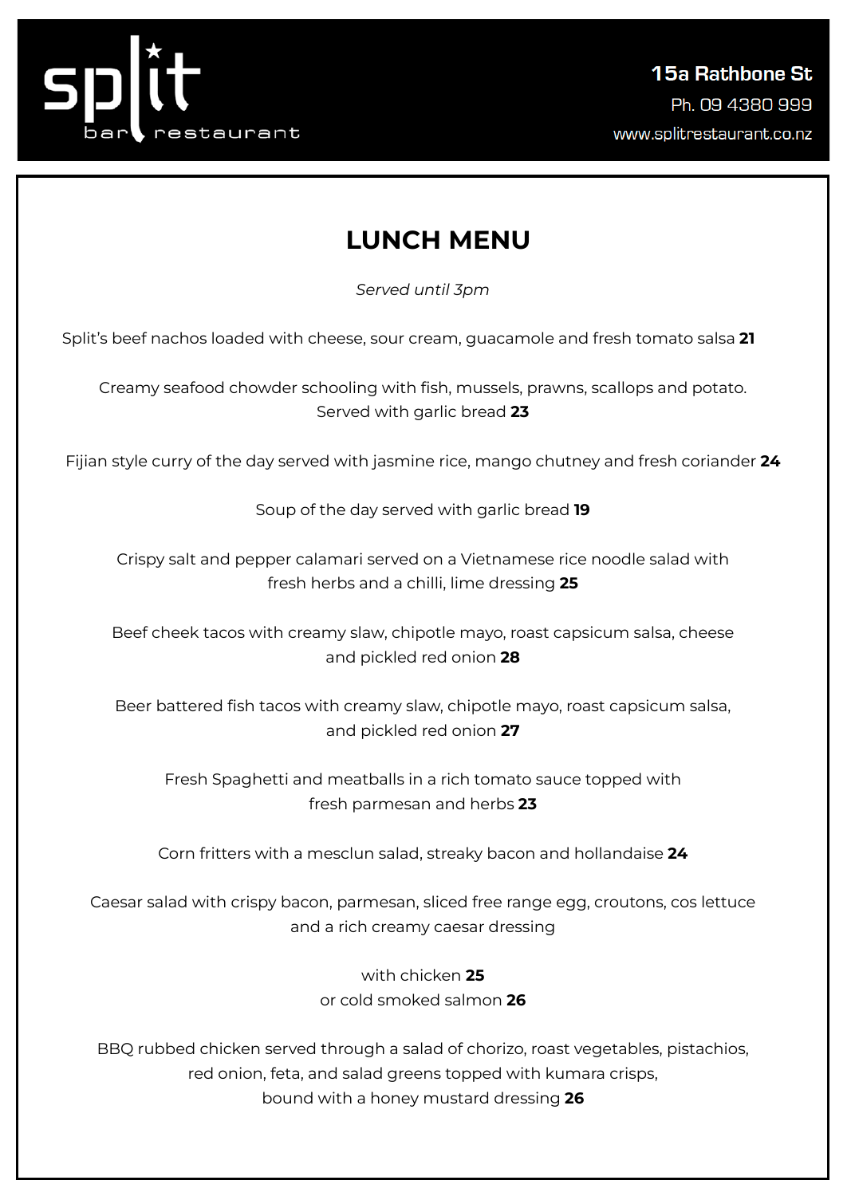split bar restaurant

**15a Rathbone St**
Ph. 09 4380 999
www.splitrestaurant.co.nz

# LUNCH MENU

*Served until 3pm*

Split's beef nachos loaded with cheese, sour cream, guacamole and fresh tomato salsa **21**

Creamy seafood chowder schooling with fish, mussels, prawns, scallops and potato. Served with garlic bread **23**

Fijian style curry of the day served with jasmine rice, mango chutney and fresh coriander **24**

Soup of the day served with garlic bread **19**

Crispy salt and pepper calamari served on a Vietnamese rice noodle salad with fresh herbs and a chilli, lime dressing **25**

Beef cheek tacos with creamy slaw, chipotle mayo, roast capsicum salsa, cheese and pickled red onion **28**

Beer battered fish tacos with creamy slaw, chipotle mayo, roast capsicum salsa, and pickled red onion **27**

Fresh Spaghetti and meatballs in a rich tomato sauce topped with fresh parmesan and herbs **23**

Corn fritters with a mesclun salad, streaky bacon and hollandaise **24**

Caesar salad with crispy bacon, parmesan, sliced free range egg, croutons, cos lettuce and a rich creamy caesar dressing

with chicken **25**
or cold smoked salmon **26**

BBQ rubbed chicken served through a salad of chorizo, roast vegetables, pistachios, red onion, feta, and salad greens topped with kumara crisps, bound with a honey mustard dressing **26**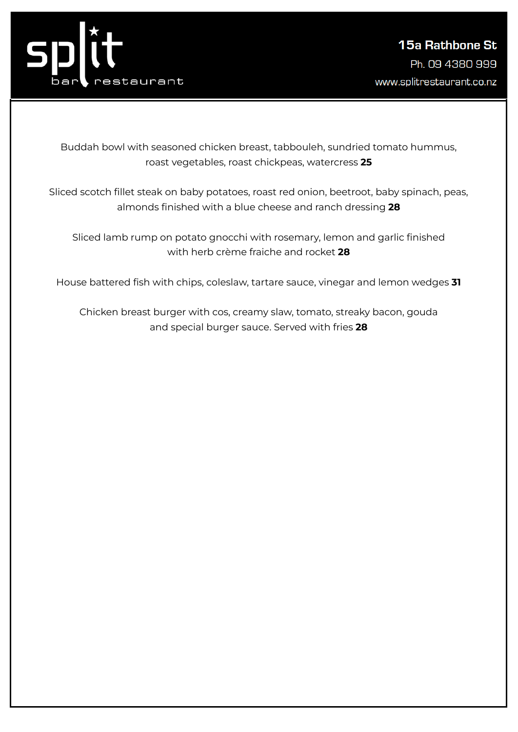Buddah bowl with seasoned chicken breast, tabbouleh, sundried tomato hummus, roast vegetables, roast chickpeas, watercress **25**

Sliced scotch fillet steak on baby potatoes, roast red onion, beetroot, baby spinach, peas, almonds finished with a blue cheese and ranch dressing **28**

Sliced lamb rump on potato gnocchi with rosemary, lemon and garlic finished with herb crème fraiche and rocket **28**

House battered fish with chips, coleslaw, tartare sauce, vinegar and lemon wedges **31**

Chicken breast burger with cos, creamy slaw, tomato, streaky bacon, gouda and special burger sauce. Served with fries **28**